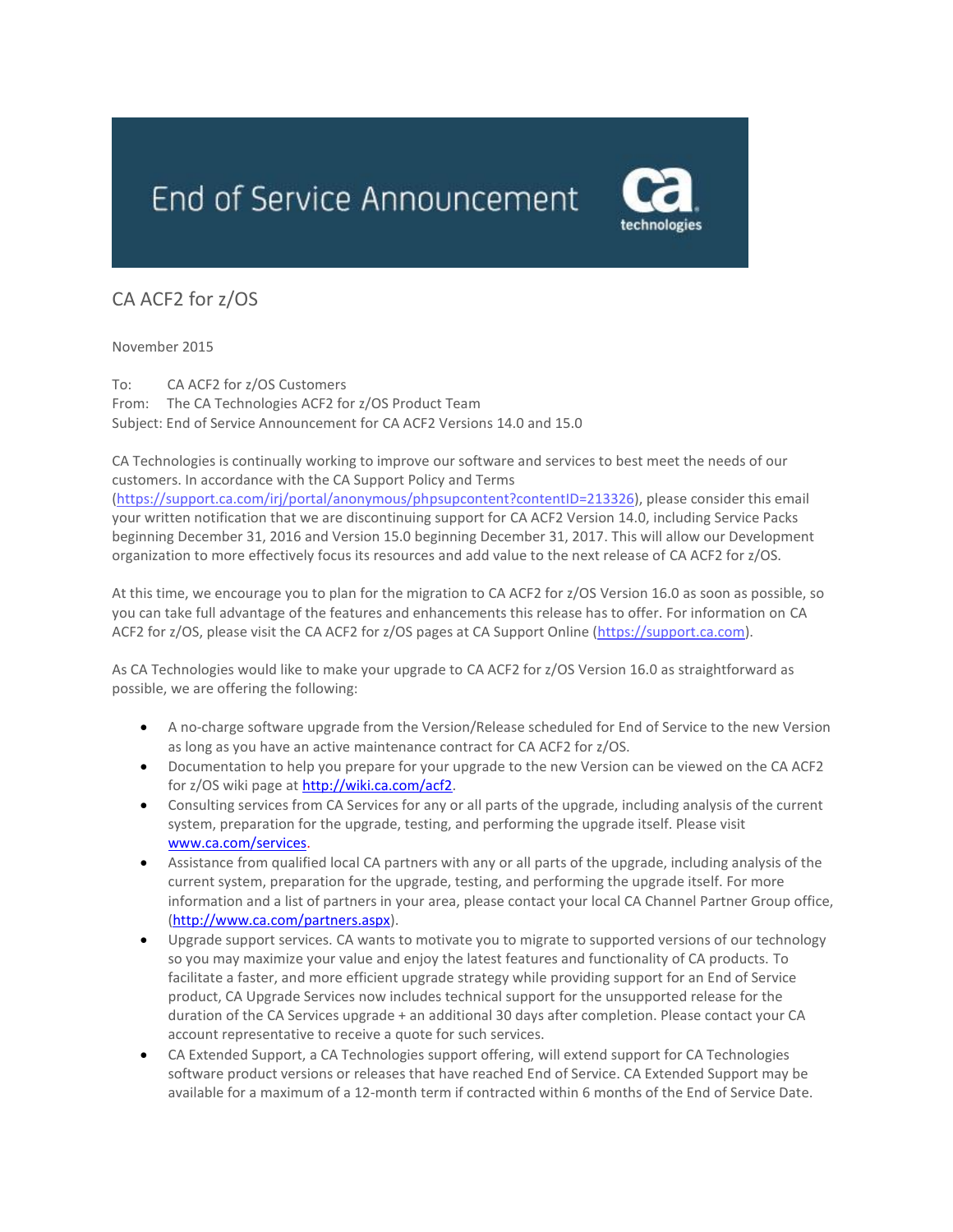# End of Service Announcement

## CA ACF2 for z/OS

November 2015

To: CA ACF2 for z/OS Customers
From: The CA Technologies ACF2 for z/OS Product Team
Subject: End of Service Announcement for CA ACF2 Versions 14.0 and 15.0

CA Technologies is continually working to improve our software and services to best meet the needs of our customers. In accordance with the CA Support Policy and Terms (https://support.ca.com/irj/portal/anonymous/phpsupcontent?contentID=213326), please consider this email your written notification that we are discontinuing support for CA ACF2 Version 14.0, including Service Packs beginning December 31, 2016 and Version 15.0 beginning December 31, 2017. This will allow our Development organization to more effectively focus its resources and add value to the next release of CA ACF2 for z/OS.

At this time, we encourage you to plan for the migration to CA ACF2 for z/OS Version 16.0 as soon as possible, so you can take full advantage of the features and enhancements this release has to offer. For information on CA ACF2 for z/OS, please visit the CA ACF2 for z/OS pages at CA Support Online (https://support.ca.com).

As CA Technologies would like to make your upgrade to CA ACF2 for z/OS Version 16.0 as straightforward as possible, we are offering the following:

- A no-charge software upgrade from the Version/Release scheduled for End of Service to the new Version as long as you have an active maintenance contract for CA ACF2 for z/OS.
- Documentation to help you prepare for your upgrade to the new Version can be viewed on the CA ACF2 for z/OS wiki page at http://wiki.ca.com/acf2.
- Consulting services from CA Services for any or all parts of the upgrade, including analysis of the current system, preparation for the upgrade, testing, and performing the upgrade itself. Please visit www.ca.com/services.
- Assistance from qualified local CA partners with any or all parts of the upgrade, including analysis of the current system, preparation for the upgrade, testing, and performing the upgrade itself. For more information and a list of partners in your area, please contact your local CA Channel Partner Group office, (http://www.ca.com/partners.aspx).
- Upgrade support services. CA wants to motivate you to migrate to supported versions of our technology so you may maximize your value and enjoy the latest features and functionality of CA products. To facilitate a faster, and more efficient upgrade strategy while providing support for an End of Service product, CA Upgrade Services now includes technical support for the unsupported release for the duration of the CA Services upgrade + an additional 30 days after completion. Please contact your CA account representative to receive a quote for such services.
- CA Extended Support, a CA Technologies support offering, will extend support for CA Technologies software product versions or releases that have reached End of Service. CA Extended Support may be available for a maximum of a 12-month term if contracted within 6 months of the End of Service Date.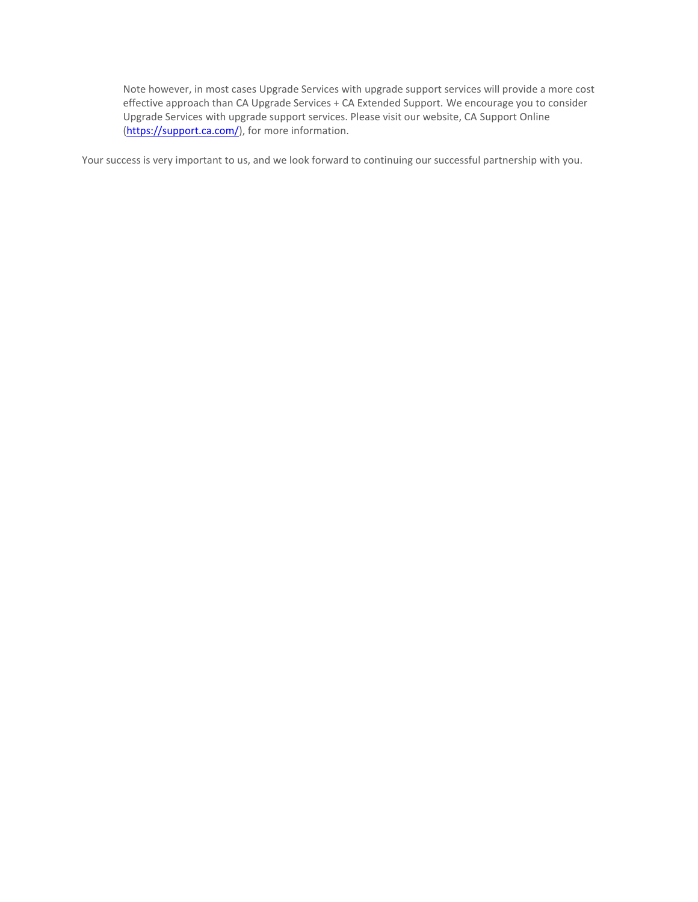Note however, in most cases Upgrade Services with upgrade support services will provide a more cost effective approach than CA Upgrade Services + CA Extended Support. We encourage you to consider Upgrade Services with upgrade support services. Please visit our website, CA Support Online ([https://support.ca.com/](https://support.ca.com/)), for more information.

Your success is very important to us, and we look forward to continuing our successful partnership with you.